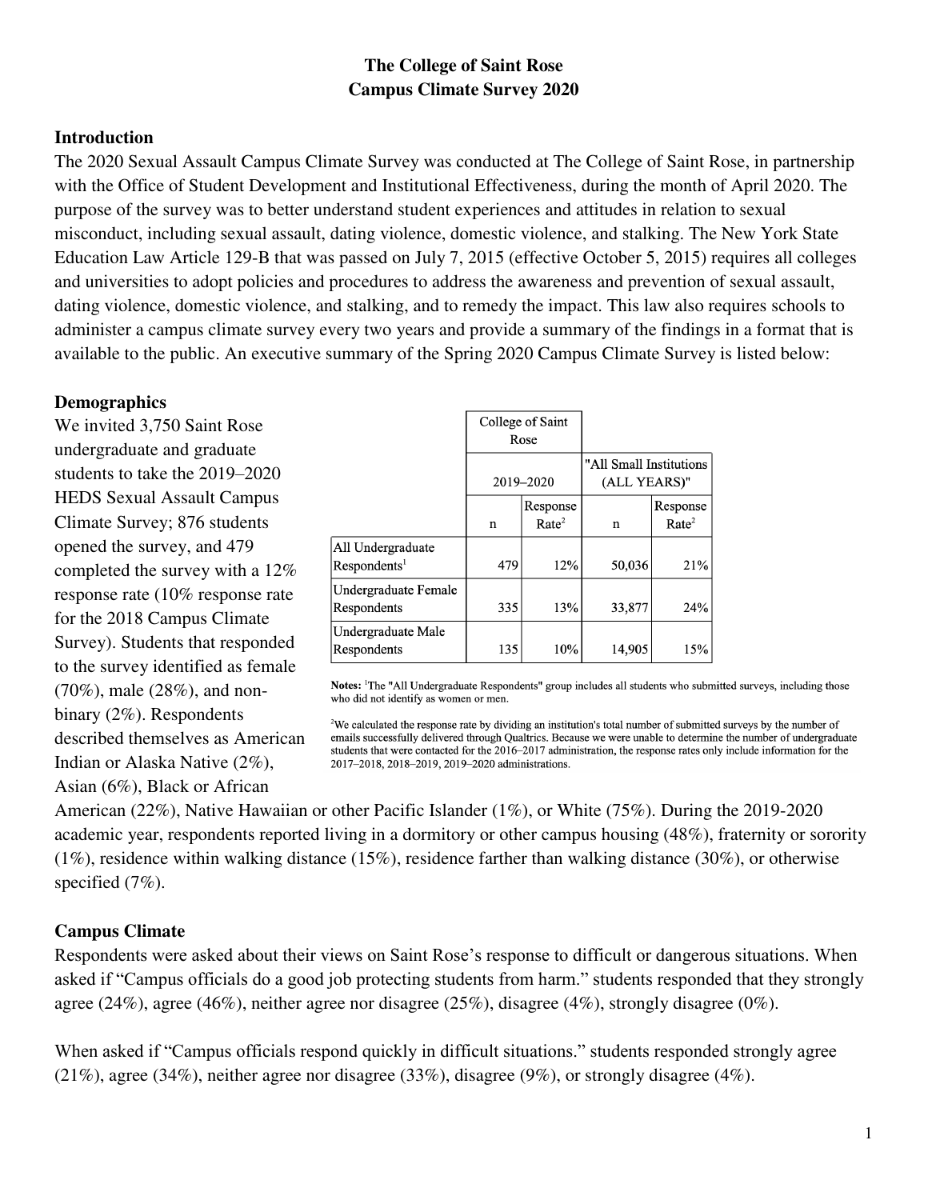# The College of Saint Rose
# Campus Climate Survey 2020

## Introduction

The 2020 Sexual Assault Campus Climate Survey was conducted at The College of Saint Rose, in partnership with the Office of Student Development and Institutional Effectiveness, during the month of April 2020. The purpose of the survey was to better understand student experiences and attitudes in relation to sexual misconduct, including sexual assault, dating violence, domestic violence, and stalking. The New York State Education Law Article 129-B that was passed on July 7, 2015 (effective October 5, 2015) requires all colleges and universities to adopt policies and procedures to address the awareness and prevention of sexual assault, dating violence, domestic violence, and stalking, and to remedy the impact. This law also requires schools to administer a campus climate survey every two years and provide a summary of the findings in a format that is available to the public. An executive summary of the Spring 2020 Campus Climate Survey is listed below:

## Demographics

We invited 3,750 Saint Rose undergraduate and graduate students to take the 2019–2020 HEDS Sexual Assault Campus Climate Survey; 876 students opened the survey, and 479 completed the survey with a 12% response rate (10% response rate for the 2018 Campus Climate Survey). Students that responded to the survey identified as female (70%), male (28%), and non-binary (2%). Respondents described themselves as American Indian or Alaska Native (2%), Asian (6%), Black or African American (22%), Native Hawaiian or other Pacific Islander (1%), or White (75%). During the 2019-2020 academic year, respondents reported living in a dormitory or other campus housing (48%), fraternity or sorority (1%), residence within walking distance (15%), residence farther than walking distance (30%), or otherwise specified (7%).

| | College of Saint Rose | | | |
|---|---|---|---|---|
| | 2019–2020 | | "All Small Institutions (ALL YEARS)" | |
| | n | Response Rate[2] | n | Response Rate[2] |
| All Undergraduate Respondents[1] | 479 | 12% | 50,036 | 21% |
| Undergraduate Female Respondents | 335 | 13% | 33,877 | 24% |
| Undergraduate Male Respondents | 135 | 10% | 14,905 | 15% |

**Notes:** [1]The "All Undergraduate Respondents" group includes all students who submitted surveys, including those who did not identify as women or men.

[2]We calculated the response rate by dividing an institution's total number of submitted surveys by the number of emails successfully delivered through Qualtrics. Because we were unable to determine the number of undergraduate students that were contacted for the 2016–2017 administration, the response rates only include information for the 2017–2018, 2018–2019, 2019–2020 administrations.

## Campus Climate

Respondents were asked about their views on Saint Rose's response to difficult or dangerous situations. When asked if "Campus officials do a good job protecting students from harm." students responded that they strongly agree (24%), agree (46%), neither agree nor disagree (25%), disagree (4%), strongly disagree (0%).

When asked if "Campus officials respond quickly in difficult situations." students responded strongly agree (21%), agree (34%), neither agree nor disagree (33%), disagree (9%), or strongly disagree (4%).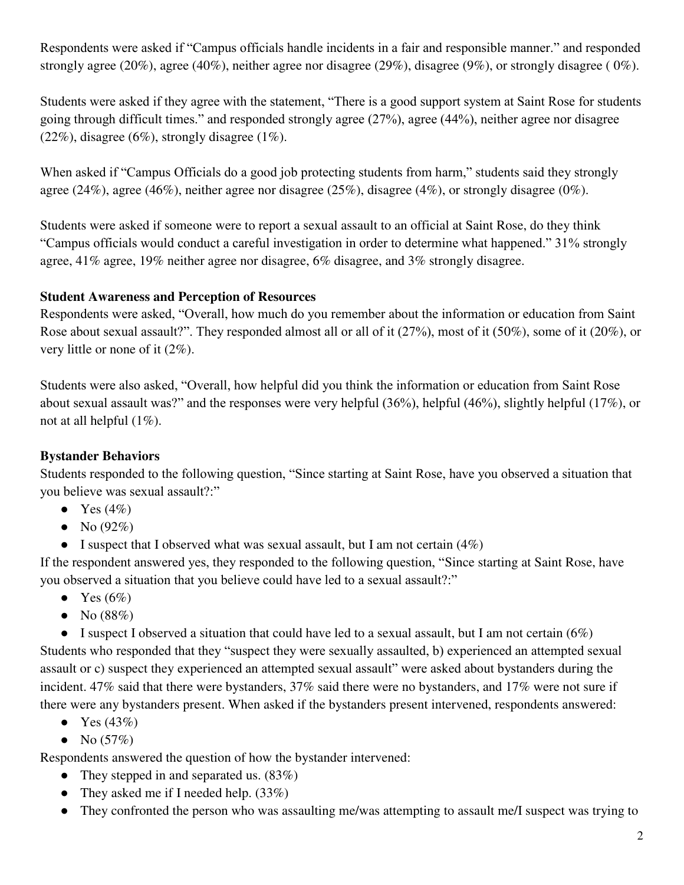Respondents were asked if "Campus officials handle incidents in a fair and responsible manner." and responded strongly agree (20%), agree (40%), neither agree nor disagree (29%), disagree (9%), or strongly disagree ( 0%).

Students were asked if they agree with the statement, "There is a good support system at Saint Rose for students going through difficult times." and responded strongly agree (27%), agree (44%), neither agree nor disagree (22%), disagree (6%), strongly disagree (1%).

When asked if "Campus Officials do a good job protecting students from harm," students said they strongly agree (24%), agree (46%), neither agree nor disagree (25%), disagree (4%), or strongly disagree (0%).

Students were asked if someone were to report a sexual assault to an official at Saint Rose, do they think "Campus officials would conduct a careful investigation in order to determine what happened." 31% strongly agree, 41% agree, 19% neither agree nor disagree, 6% disagree, and 3% strongly disagree.

**Student Awareness and Perception of Resources**

Respondents were asked, "Overall, how much do you remember about the information or education from Saint Rose about sexual assault?". They responded almost all or all of it (27%), most of it (50%), some of it (20%), or very little or none of it (2%).

Students were also asked, "Overall, how helpful did you think the information or education from Saint Rose about sexual assault was?" and the responses were very helpful (36%), helpful (46%), slightly helpful (17%), or not at all helpful (1%).

**Bystander Behaviors**

Students responded to the following question, "Since starting at Saint Rose, have you observed a situation that you believe was sexual assault?:"

- Yes (4%)
- No (92%)
- I suspect that I observed what was sexual assault, but I am not certain (4%)

If the respondent answered yes, they responded to the following question, "Since starting at Saint Rose, have you observed a situation that you believe could have led to a sexual assault?:"

- Yes (6%)
- No (88%)
- I suspect I observed a situation that could have led to a sexual assault, but I am not certain (6%)

Students who responded that they "suspect they were sexually assaulted, b) experienced an attempted sexual assault or c) suspect they experienced an attempted sexual assault" were asked about bystanders during the incident. 47% said that there were bystanders, 37% said there were no bystanders, and 17% were not sure if there were any bystanders present. When asked if the bystanders present intervened, respondents answered:

- Yes (43%)
- No (57%)

Respondents answered the question of how the bystander intervened:

- They stepped in and separated us. (83%)
- They asked me if I needed help. (33%)
- They confronted the person who was assaulting me/was attempting to assault me/I suspect was trying to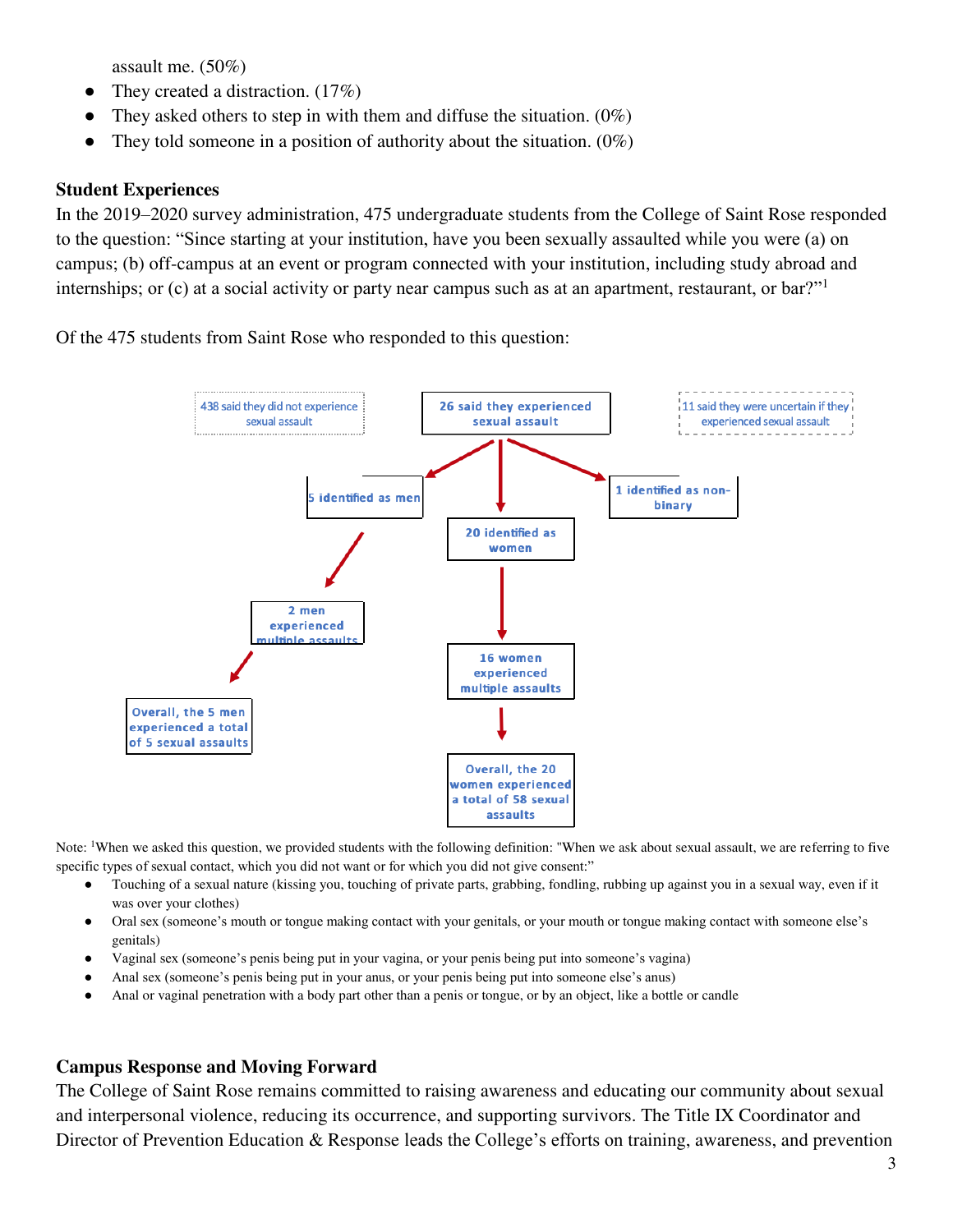assault me. (50%)

- They created a distraction. (17%)
- They asked others to step in with them and diffuse the situation. (0%)
- They told someone in a position of authority about the situation. (0%)

**Student Experiences**

In the 2019–2020 survey administration, 475 undergraduate students from the College of Saint Rose responded to the question: "Since starting at your institution, have you been sexually assaulted while you were (a) on campus; (b) off-campus at an event or program connected with your institution, including study abroad and internships; or (c) at a social activity or party near campus such as at an apartment, restaurant, or bar?"[1]

Of the 475 students from Saint Rose who responded to this question:

438 said they did not experience sexual assault

26 said they experienced sexual assault

11 said they were uncertain if they experienced sexual assault

Of the 26 who said they experienced sexual assault:

- 5 identified as men
  - 2 men experienced multiple assaults
  - Overall, the 5 men experienced a total of 5 sexual assaults
- 20 identified as women
  - 16 women experienced multiple assaults
  - Overall, the 20 women experienced a total of 58 sexual assaults
- 1 identified as non-binary

Note: [1]When we asked this question, we provided students with the following definition: "When we ask about sexual assault, we are referring to five specific types of sexual contact, which you did not want or for which you did not give consent:"

- Touching of a sexual nature (kissing you, touching of private parts, grabbing, fondling, rubbing up against you in a sexual way, even if it was over your clothes)
- Oral sex (someone's mouth or tongue making contact with your genitals, or your mouth or tongue making contact with someone else's genitals)
- Vaginal sex (someone's penis being put in your vagina, or your penis being put into someone's vagina)
- Anal sex (someone's penis being put in your anus, or your penis being put into someone else's anus)
- Anal or vaginal penetration with a body part other than a penis or tongue, or by an object, like a bottle or candle

**Campus Response and Moving Forward**

The College of Saint Rose remains committed to raising awareness and educating our community about sexual and interpersonal violence, reducing its occurrence, and supporting survivors. The Title IX Coordinator and Director of Prevention Education & Response leads the College's efforts on training, awareness, and prevention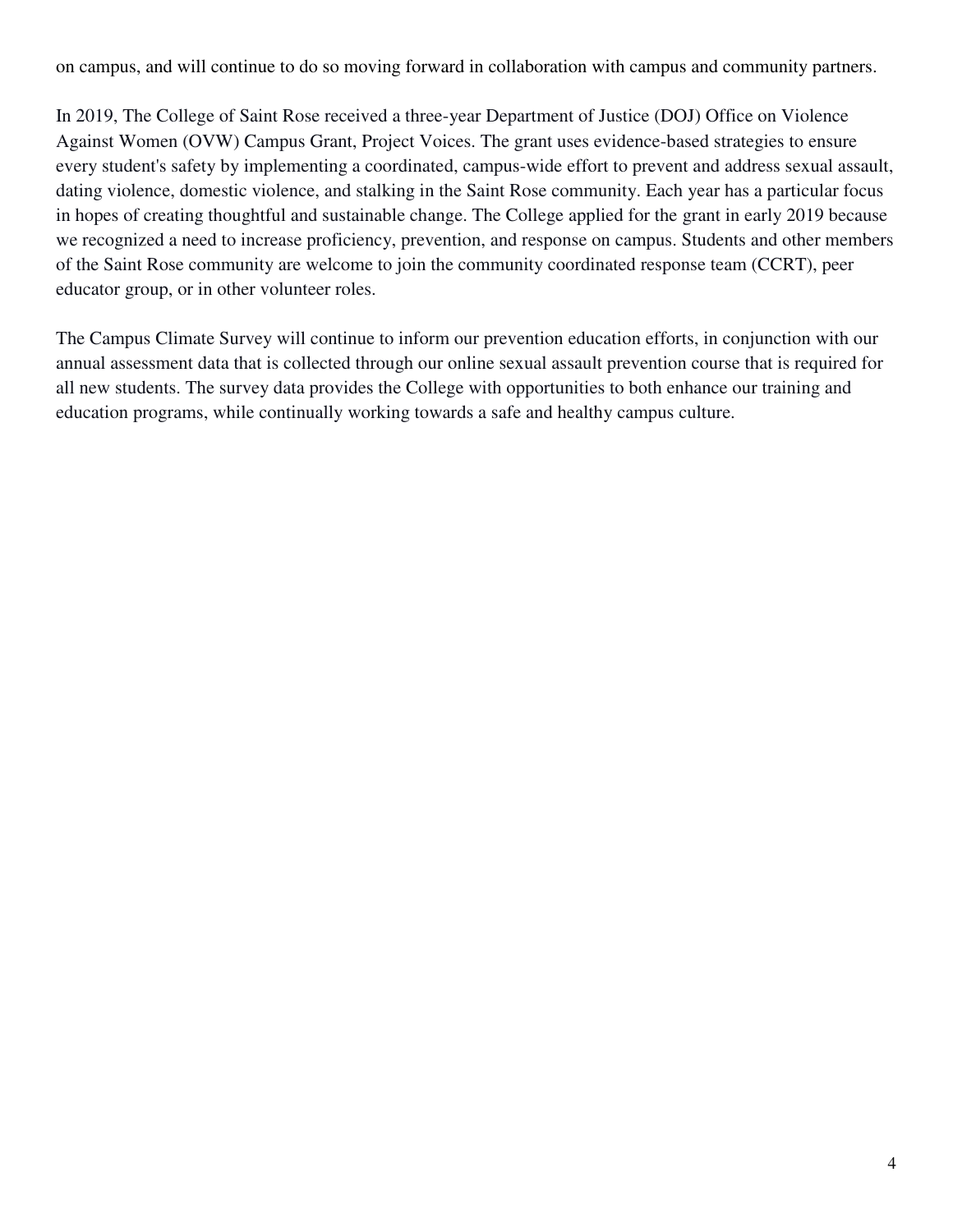on campus, and will continue to do so moving forward in collaboration with campus and community partners.

In 2019, The College of Saint Rose received a three-year Department of Justice (DOJ) Office on Violence Against Women (OVW) Campus Grant, Project Voices. The grant uses evidence-based strategies to ensure every student's safety by implementing a coordinated, campus-wide effort to prevent and address sexual assault, dating violence, domestic violence, and stalking in the Saint Rose community. Each year has a particular focus in hopes of creating thoughtful and sustainable change. The College applied for the grant in early 2019 because we recognized a need to increase proficiency, prevention, and response on campus. Students and other members of the Saint Rose community are welcome to join the community coordinated response team (CCRT), peer educator group, or in other volunteer roles.

The Campus Climate Survey will continue to inform our prevention education efforts, in conjunction with our annual assessment data that is collected through our online sexual assault prevention course that is required for all new students. The survey data provides the College with opportunities to both enhance our training and education programs, while continually working towards a safe and healthy campus culture.